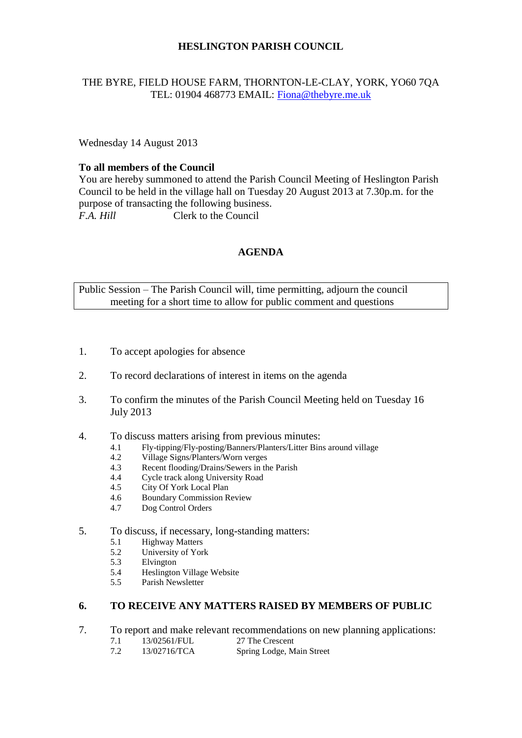# HESLINGTON PARISH COUNCIL

THE BYRE, FIELD HOUSE FARM, THORNTON-LE-CLAY, YORK, YO60 7QA
TEL: 01904 468773 EMAIL: Fiona@thebyre.me.uk

Wednesday 14 August 2013

**To all members of the Council**
You are hereby summoned to attend the Parish Council Meeting of Heslington Parish Council to be held in the village hall on Tuesday 20 August 2013 at 7.30p.m. for the purpose of transacting the following business.
*F.A. Hill* Clerk to the Council

## AGENDA

| Public Session – The Parish Council will, time permitting, adjourn the council meeting for a short time to allow for public comment and questions |
|---|

1. To accept apologies for absence

2. To record declarations of interest in items on the agenda

3. To confirm the minutes of the Parish Council Meeting held on Tuesday 16 July 2013

4. To discuss matters arising from previous minutes:
   - 4.1 Fly-tipping/Fly-posting/Banners/Planters/Litter Bins around village
   - 4.2 Village Signs/Planters/Worn verges
   - 4.3 Recent flooding/Drains/Sewers in the Parish
   - 4.4 Cycle track along University Road
   - 4.5 City Of York Local Plan
   - 4.6 Boundary Commission Review
   - 4.7 Dog Control Orders

5. To discuss, if necessary, long-standing matters:
   - 5.1 Highway Matters
   - 5.2 University of York
   - 5.3 Elvington
   - 5.4 Heslington Village Website
   - 5.5 Parish Newsletter

6. **TO RECEIVE ANY MATTERS RAISED BY MEMBERS OF PUBLIC**

7. To report and make relevant recommendations on new planning applications:
   - 7.1 13/02561/FUL 27 The Crescent
   - 7.2 13/02716/TCA Spring Lodge, Main Street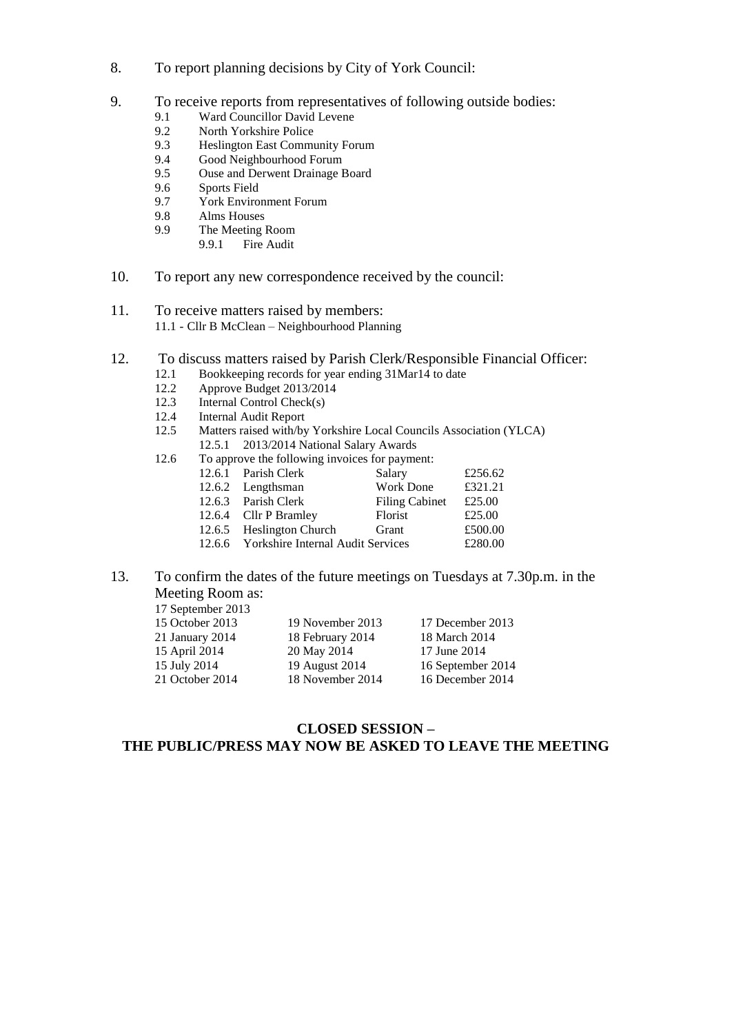8. To report planning decisions by City of York Council:

9. To receive reports from representatives of following outside bodies:
   - 9.1 Ward Councillor David Levene
   - 9.2 North Yorkshire Police
   - 9.3 Heslington East Community Forum
   - 9.4 Good Neighbourhood Forum
   - 9.5 Ouse and Derwent Drainage Board
   - 9.6 Sports Field
   - 9.7 York Environment Forum
   - 9.8 Alms Houses
   - 9.9 The Meeting Room
     - 9.9.1 Fire Audit

10. To report any new correspondence received by the council:

11. To receive matters raised by members:
    11.1 - Cllr B McClean – Neighbourhood Planning

12. To discuss matters raised by Parish Clerk/Responsible Financial Officer:
    - 12.1 Bookkeeping records for year ending 31Mar14 to date
    - 12.2 Approve Budget 2013/2014
    - 12.3 Internal Control Check(s)
    - 12.4 Internal Audit Report
    - 12.5 Matters raised with/by Yorkshire Local Councils Association (YLCA)
      - 12.5.1 2013/2014 National Salary Awards
    - 12.6 To approve the following invoices for payment:

| | | | |
|---|---|---|---|
| 12.6.1 | Parish Clerk | Salary | £256.62 |
| 12.6.2 | Lengthsman | Work Done | £321.21 |
| 12.6.3 | Parish Clerk | Filing Cabinet | £25.00 |
| 12.6.4 | Cllr P Bramley | Florist | £25.00 |
| 12.6.5 | Heslington Church | Grant | £500.00 |
| 12.6.6 | Yorkshire Internal Audit Services | | £280.00 |

13. To confirm the dates of the future meetings on Tuesdays at 7.30p.m. in the Meeting Room as:

| | | |
|---|---|---|
| 17 September 2013 | | |
| 15 October 2013 | 19 November 2013 | 17 December 2013 |
| 21 January 2014 | 18 February 2014 | 18 March 2014 |
| 15 April 2014 | 20 May 2014 | 17 June 2014 |
| 15 July 2014 | 19 August 2014 | 16 September 2014 |
| 21 October 2014 | 18 November 2014 | 16 December 2014 |

**CLOSED SESSION –**
**THE PUBLIC/PRESS MAY NOW BE ASKED TO LEAVE THE MEETING**